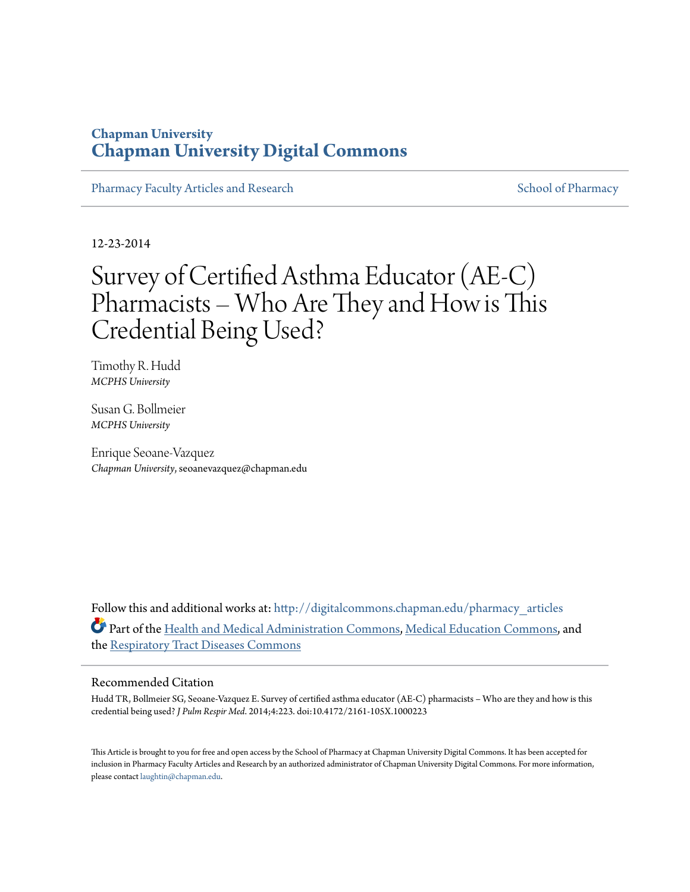# Chapman University
# Chapman University Digital Commons

Pharmacy Faculty Articles and Research | School of Pharmacy

12-23-2014

# Survey of Certified Asthma Educator (AE-C) Pharmacists – Who Are They and How is This Credential Being Used?

Timothy R. Hudd
*MCPHS University*

Susan G. Bollmeier
*MCPHS University*

Enrique Seoane-Vazquez
*Chapman University*, seoanevazquez@chapman.edu

Follow this and additional works at: http://digitalcommons.chapman.edu/pharmacy_articles

Part of the Health and Medical Administration Commons, Medical Education Commons, and the Respiratory Tract Diseases Commons

## Recommended Citation

Hudd TR, Bollmeier SG, Seoane-Vazquez E. Survey of certified asthma educator (AE-C) pharmacists – Who are they and how is this credential being used? *J Pulm Respir Med*. 2014;4:223. doi:10.4172/2161-105X.1000223

This Article is brought to you for free and open access by the School of Pharmacy at Chapman University Digital Commons. It has been accepted for inclusion in Pharmacy Faculty Articles and Research by an authorized administrator of Chapman University Digital Commons. For more information, please contact laughtin@chapman.edu.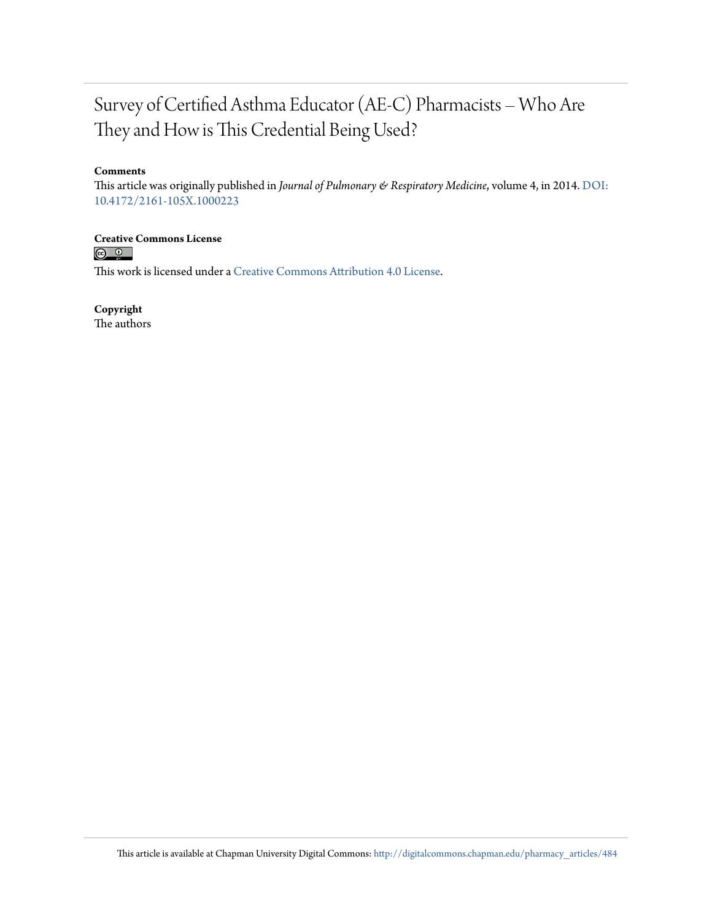# Survey of Certified Asthma Educator (AE-C) Pharmacists – Who Are They and How is This Credential Being Used?

**Comments**

This article was originally published in *Journal of Pulmonary & Respiratory Medicine*, volume 4, in 2014. DOI: 10.4172/2161-105X.1000223

**Creative Commons License**

This work is licensed under a Creative Commons Attribution 4.0 License.

**Copyright**

The authors

This article is available at Chapman University Digital Commons: http://digitalcommons.chapman.edu/pharmacy_articles/484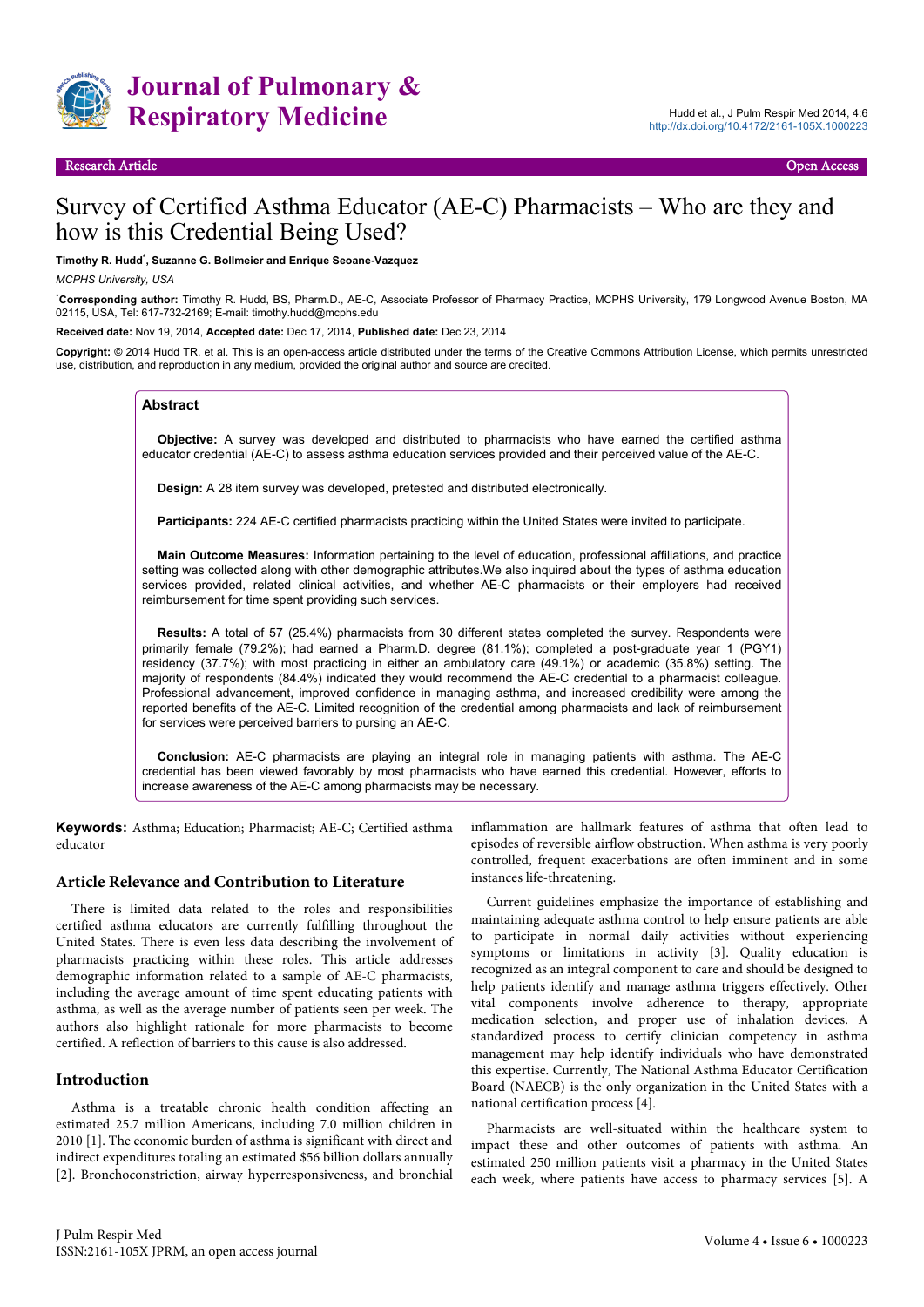# Survey of Certified Asthma Educator (AE-C) Pharmacists – Who are they and how is this Credential Being Used?

**Timothy R. Hudd*, Suzanne G. Bollmeier and Enrique Seoane-Vazquez**

*MCPHS University, USA*

***Corresponding author:** Timothy R. Hudd, BS, Pharm.D., AE-C, Associate Professor of Pharmacy Practice, MCPHS University, 179 Longwood Avenue Boston, MA 02115, USA, Tel: 617-732-2169; E-mail: timothy.hudd@mcphs.edu

**Received date:** Nov 19, 2014, **Accepted date:** Dec 17, 2014, **Published date:** Dec 23, 2014

**Copyright:** © 2014 Hudd TR, et al. This is an open-access article distributed under the terms of the Creative Commons Attribution License, which permits unrestricted use, distribution, and reproduction in any medium, provided the original author and source are credited.

## Abstract

**Objective:** A survey was developed and distributed to pharmacists who have earned the certified asthma educator credential (AE-C) to assess asthma education services provided and their perceived value of the AE-C.

**Design:** A 28 item survey was developed, pretested and distributed electronically.

**Participants:** 224 AE-C certified pharmacists practicing within the United States were invited to participate.

**Main Outcome Measures:** Information pertaining to the level of education, professional affiliations, and practice setting was collected along with other demographic attributes.We also inquired about the types of asthma education services provided, related clinical activities, and whether AE-C pharmacists or their employers had received reimbursement for time spent providing such services.

**Results:** A total of 57 (25.4%) pharmacists from 30 different states completed the survey. Respondents were primarily female (79.2%); had earned a Pharm.D. degree (81.1%); completed a post-graduate year 1 (PGY1) residency (37.7%); with most practicing in either an ambulatory care (49.1%) or academic (35.8%) setting. The majority of respondents (84.4%) indicated they would recommend the AE-C credential to a pharmacist colleague. Professional advancement, improved confidence in managing asthma, and increased credibility were among the reported benefits of the AE-C. Limited recognition of the credential among pharmacists and lack of reimbursement for services were perceived barriers to pursing an AE-C.

**Conclusion:** AE-C pharmacists are playing an integral role in managing patients with asthma. The AE-C credential has been viewed favorably by most pharmacists who have earned this credential. However, efforts to increase awareness of the AE-C among pharmacists may be necessary.

**Keywords:** Asthma; Education; Pharmacist; AE-C; Certified asthma educator

## Article Relevance and Contribution to Literature

There is limited data related to the roles and responsibilities certified asthma educators are currently fulfilling throughout the United States. There is even less data describing the involvement of pharmacists practicing within these roles. This article addresses demographic information related to a sample of AE-C pharmacists, including the average amount of time spent educating patients with asthma, as well as the average number of patients seen per week. The authors also highlight rationale for more pharmacists to become certified. A reflection of barriers to this cause is also addressed.

## Introduction

Asthma is a treatable chronic health condition affecting an estimated 25.7 million Americans, including 7.0 million children in 2010 [1]. The economic burden of asthma is significant with direct and indirect expenditures totaling an estimated $56 billion dollars annually [2]. Bronchoconstriction, airway hyperresponsiveness, and bronchial inflammation are hallmark features of asthma that often lead to episodes of reversible airflow obstruction. When asthma is very poorly controlled, frequent exacerbations are often imminent and in some instances life-threatening.

Current guidelines emphasize the importance of establishing and maintaining adequate asthma control to help ensure patients are able to participate in normal daily activities without experiencing symptoms or limitations in activity [3]. Quality education is recognized as an integral component to care and should be designed to help patients identify and manage asthma triggers effectively. Other vital components involve adherence to therapy, appropriate medication selection, and proper use of inhalation devices. A standardized process to certify clinician competency in asthma management may help identify individuals who have demonstrated this expertise. Currently, The National Asthma Educator Certification Board (NAECB) is the only organization in the United States with a national certification process [4].

Pharmacists are well-situated within the healthcare system to impact these and other outcomes of patients with asthma. An estimated 250 million patients visit a pharmacy in the United States each week, where patients have access to pharmacy services [5]. A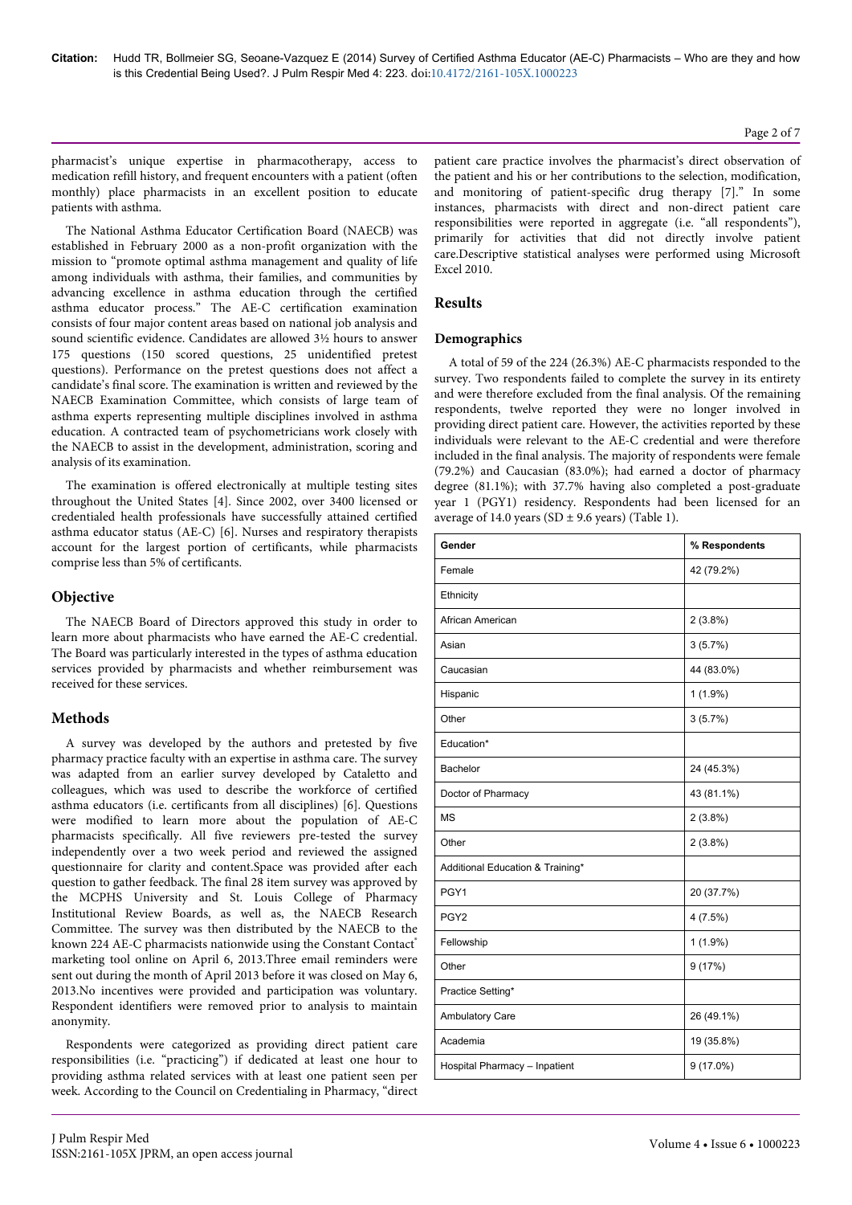pharmacist's unique expertise in pharmacotherapy, access to medication refill history, and frequent encounters with a patient (often monthly) place pharmacists in an excellent position to educate patients with asthma.

The National Asthma Educator Certification Board (NAECB) was established in February 2000 as a non-profit organization with the mission to "promote optimal asthma management and quality of life among individuals with asthma, their families, and communities by advancing excellence in asthma education through the certified asthma educator process." The AE-C certification examination consists of four major content areas based on national job analysis and sound scientific evidence. Candidates are allowed 3½ hours to answer 175 questions (150 scored questions, 25 unidentified pretest questions). Performance on the pretest questions does not affect a candidate's final score. The examination is written and reviewed by the NAECB Examination Committee, which consists of large team of asthma experts representing multiple disciplines involved in asthma education. A contracted team of psychometricians work closely with the NAECB to assist in the development, administration, scoring and analysis of its examination.

The examination is offered electronically at multiple testing sites throughout the United States [4]. Since 2002, over 3400 licensed or credentialed health professionals have successfully attained certified asthma educator status (AE-C) [6]. Nurses and respiratory therapists account for the largest portion of certificants, while pharmacists comprise less than 5% of certificants.

## Objective

The NAECB Board of Directors approved this study in order to learn more about pharmacists who have earned the AE-C credential. The Board was particularly interested in the types of asthma education services provided by pharmacists and whether reimbursement was received for these services.

## Methods

A survey was developed by the authors and pretested by five pharmacy practice faculty with an expertise in asthma care. The survey was adapted from an earlier survey developed by Cataletto and colleagues, which was used to describe the workforce of certified asthma educators (i.e. certificants from all disciplines) [6]. Questions were modified to learn more about the population of AE-C pharmacists specifically. All five reviewers pre-tested the survey independently over a two week period and reviewed the assigned questionnaire for clarity and content.Space was provided after each question to gather feedback. The final 28 item survey was approved by the MCPHS University and St. Louis College of Pharmacy Institutional Review Boards, as well as, the NAECB Research Committee. The survey was then distributed by the NAECB to the known 224 AE-C pharmacists nationwide using the Constant Contact® marketing tool online on April 6, 2013.Three email reminders were sent out during the month of April 2013 before it was closed on May 6, 2013.No incentives were provided and participation was voluntary. Respondent identifiers were removed prior to analysis to maintain anonymity.

Respondents were categorized as providing direct patient care responsibilities (i.e. "practicing") if dedicated at least one hour to providing asthma related services with at least one patient seen per week. According to the Council on Credentialing in Pharmacy, "direct patient care practice involves the pharmacist's direct observation of the patient and his or her contributions to the selection, modification, and monitoring of patient-specific drug therapy [7]." In some instances, pharmacists with direct and non-direct patient care responsibilities were reported in aggregate (i.e. "all respondents"), primarily for activities that did not directly involve patient care.Descriptive statistical analyses were performed using Microsoft Excel 2010.

## Results

### Demographics

A total of 59 of the 224 (26.3%) AE-C pharmacists responded to the survey. Two respondents failed to complete the survey in its entirety and were therefore excluded from the final analysis. Of the remaining respondents, twelve reported they were no longer involved in providing direct patient care. However, the activities reported by these individuals were relevant to the AE-C credential and were therefore included in the final analysis. The majority of respondents were female (79.2%) and Caucasian (83.0%); had earned a doctor of pharmacy degree (81.1%); with 37.7% having also completed a post-graduate year 1 (PGY1) residency. Respondents had been licensed for an average of 14.0 years (SD ± 9.6 years) (Table 1).

| Gender | % Respondents |
|---|---|
| Female | 42 (79.2%) |
| Ethnicity | |
| African American | 2 (3.8%) |
| Asian | 3 (5.7%) |
| Caucasian | 44 (83.0%) |
| Hispanic | 1 (1.9%) |
| Other | 3 (5.7%) |
| Education* | |
| Bachelor | 24 (45.3%) |
| Doctor of Pharmacy | 43 (81.1%) |
| MS | 2 (3.8%) |
| Other | 2 (3.8%) |
| Additional Education & Training* | |
| PGY1 | 20 (37.7%) |
| PGY2 | 4 (7.5%) |
| Fellowship | 1 (1.9%) |
| Other | 9 (17%) |
| Practice Setting* | |
| Ambulatory Care | 26 (49.1%) |
| Academia | 19 (35.8%) |
| Hospital Pharmacy – Inpatient | 9 (17.0%) |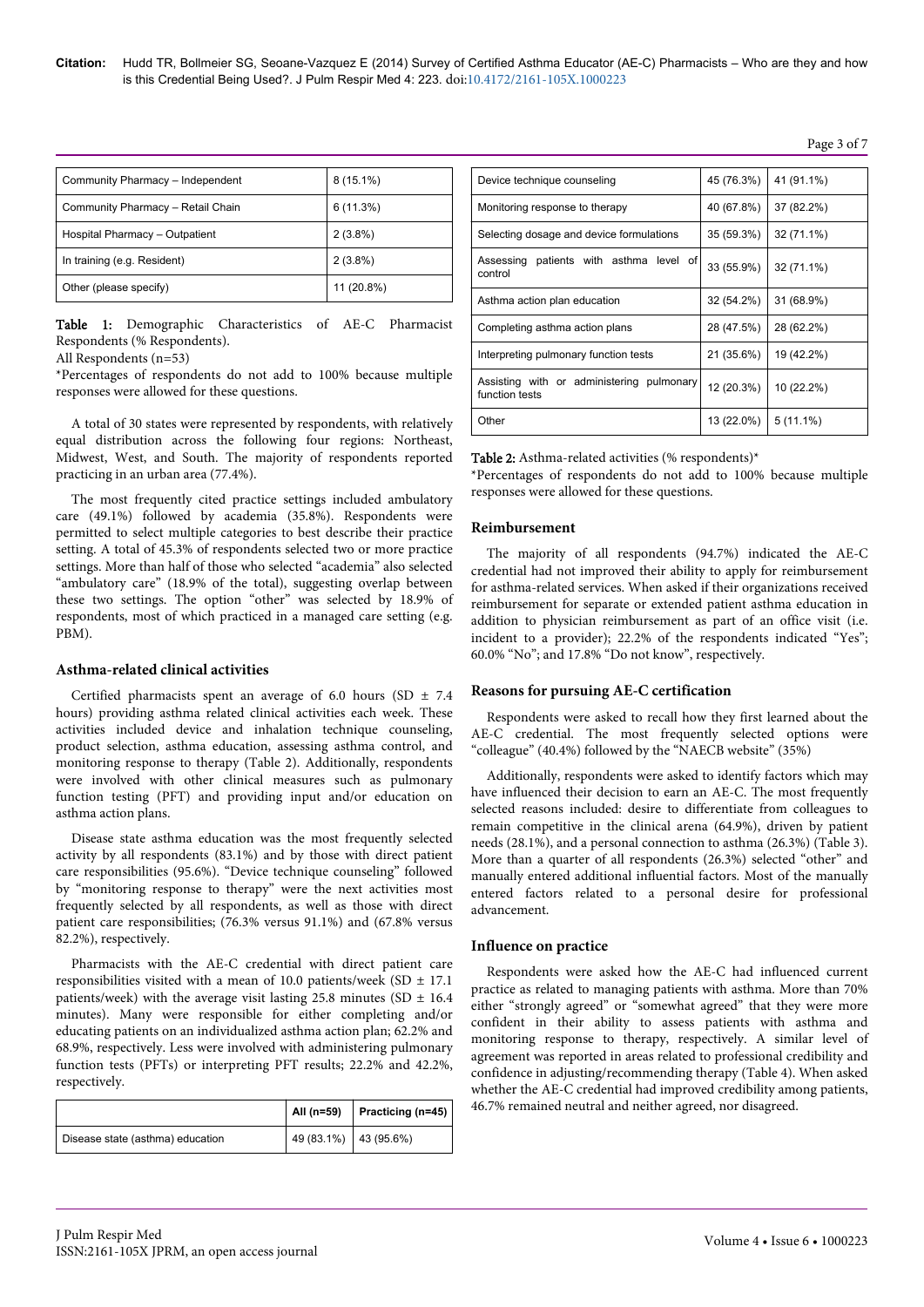| Community Pharmacy – Independent | 8 (15.1%) |
|---|---|
| Community Pharmacy – Retail Chain | 6 (11.3%) |
| Hospital Pharmacy – Outpatient | 2 (3.8%) |
| In training (e.g. Resident) | 2 (3.8%) |
| Other (please specify) | 11 (20.8%) |

**Table 1:** Demographic Characteristics of AE-C Pharmacist Respondents (% Respondents).

All Respondents (n=53)

*Percentages of respondents do not add to 100% because multiple responses were allowed for these questions.

A total of 30 states were represented by respondents, with relatively equal distribution across the following four regions: Northeast, Midwest, West, and South. The majority of respondents reported practicing in an urban area (77.4%).

The most frequently cited practice settings included ambulatory care (49.1%) followed by academia (35.8%). Respondents were permitted to select multiple categories to best describe their practice setting. A total of 45.3% of respondents selected two or more practice settings. More than half of those who selected "academia" also selected "ambulatory care" (18.9% of the total), suggesting overlap between these two settings. The option "other" was selected by 18.9% of respondents, most of which practiced in a managed care setting (e.g. PBM).

## Asthma-related clinical activities

Certified pharmacists spent an average of 6.0 hours (SD ± 7.4 hours) providing asthma related clinical activities each week. These activities included device and inhalation technique counseling, product selection, asthma education, assessing asthma control, and monitoring response to therapy (Table 2). Additionally, respondents were involved with other clinical measures such as pulmonary function testing (PFT) and providing input and/or education on asthma action plans.

Disease state asthma education was the most frequently selected activity by all respondents (83.1%) and by those with direct patient care responsibilities (95.6%). "Device technique counseling" followed by "monitoring response to therapy" were the next activities most frequently selected by all respondents, as well as those with direct patient care responsibilities; (76.3% versus 91.1%) and (67.8% versus 82.2%), respectively.

Pharmacists with the AE-C credential with direct patient care responsibilities visited with a mean of 10.0 patients/week (SD ± 17.1 patients/week) with the average visit lasting 25.8 minutes (SD ± 16.4 minutes). Many were responsible for either completing and/or educating patients on an individualized asthma action plan; 62.2% and 68.9%, respectively. Less were involved with administering pulmonary function tests (PFTs) or interpreting PFT results; 22.2% and 42.2%, respectively.

| | All (n=59) | Practicing (n=45) |
|---|---|---|
| Disease state (asthma) education | 49 (83.1%) | 43 (95.6%) |
| Device technique counseling | 45 (76.3%) | 41 (91.1%) |
| Monitoring response to therapy | 40 (67.8%) | 37 (82.2%) |
| Selecting dosage and device formulations | 35 (59.3%) | 32 (71.1%) |
| Assessing patients with asthma level of control | 33 (55.9%) | 32 (71.1%) |
| Asthma action plan education | 32 (54.2%) | 31 (68.9%) |
| Completing asthma action plans | 28 (47.5%) | 28 (62.2%) |
| Interpreting pulmonary function tests | 21 (35.6%) | 19 (42.2%) |
| Assisting with or administering pulmonary function tests | 12 (20.3%) | 10 (22.2%) |
| Other | 13 (22.0%) | 5 (11.1%) |

**Table 2:** Asthma-related activities (% respondents)*

*Percentages of respondents do not add to 100% because multiple responses were allowed for these questions.

## Reimbursement

The majority of all respondents (94.7%) indicated the AE-C credential had not improved their ability to apply for reimbursement for asthma-related services. When asked if their organizations received reimbursement for separate or extended patient asthma education in addition to physician reimbursement as part of an office visit (i.e. incident to a provider); 22.2% of the respondents indicated "Yes"; 60.0% "No"; and 17.8% "Do not know", respectively.

## Reasons for pursuing AE-C certification

Respondents were asked to recall how they first learned about the AE-C credential. The most frequently selected options were "colleague" (40.4%) followed by the "NAECB website" (35%)

Additionally, respondents were asked to identify factors which may have influenced their decision to earn an AE-C. The most frequently selected reasons included: desire to differentiate from colleagues to remain competitive in the clinical arena (64.9%), driven by patient needs (28.1%), and a personal connection to asthma (26.3%) (Table 3). More than a quarter of all respondents (26.3%) selected "other" and manually entered additional influential factors. Most of the manually entered factors related to a personal desire for professional advancement.

## Influence on practice

Respondents were asked how the AE-C had influenced current practice as related to managing patients with asthma. More than 70% either "strongly agreed" or "somewhat agreed" that they were more confident in their ability to assess patients with asthma and monitoring response to therapy, respectively. A similar level of agreement was reported in areas related to professional credibility and confidence in adjusting/recommending therapy (Table 4). When asked whether the AE-C credential had improved credibility among patients, 46.7% remained neutral and neither agreed, nor disagreed.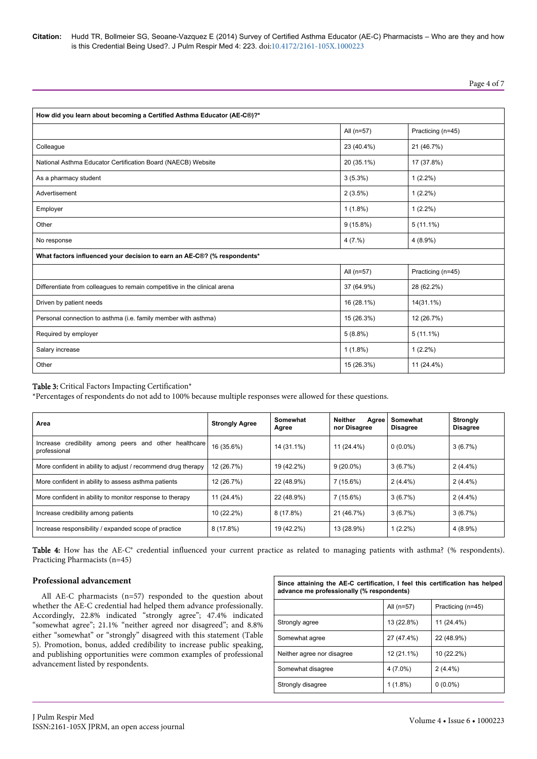| How did you learn about becoming a Certified Asthma Educator (AE-C®)?* | | |
|---|---|---|
| | All (n=57) | Practicing (n=45) |
| Colleague | 23 (40.4%) | 21 (46.7%) |
| National Asthma Educator Certification Board (NAECB) Website | 20 (35.1%) | 17 (37.8%) |
| As a pharmacy student | 3 (5.3%) | 1 (2.2%) |
| Advertisement | 2 (3.5%) | 1 (2.2%) |
| Employer | 1 (1.8%) | 1 (2.2%) |
| Other | 9 (15.8%) | 5 (11.1%) |
| No response | 4 (7.%) | 4 (8.9%) |
| **What factors influenced your decision to earn an AE-C®? (% respondents)*** | | |
| | All (n=57) | Practicing (n=45) |
| Differentiate from colleagues to remain competitive in the clinical arena | 37 (64.9%) | 28 (62.2%) |
| Driven by patient needs | 16 (28.1%) | 14(31.1%) |
| Personal connection to asthma (i.e. family member with asthma) | 15 (26.3%) | 12 (26.7%) |
| Required by employer | 5 (8.8%) | 5 (11.1%) |
| Salary increase | 1 (1.8%) | 1 (2.2%) |
| Other | 15 (26.3%) | 11 (24.4%) |

**Table 3:** Critical Factors Impacting Certification*

*Percentages of respondents do not add to 100% because multiple responses were allowed for these questions.

| Area | Strongly Agree | Somewhat Agree | Neither Agree nor Disagree | Somewhat Disagree | Strongly Disagree |
|---|---|---|---|---|---|
| Increase credibility among peers and other healthcare professional | 16 (35.6%) | 14 (31.1%) | 11 (24.4%) | 0 (0.0%) | 3 (6.7%) |
| More confident in ability to adjust / recommend drug therapy | 12 (26.7%) | 19 (42.2%) | 9 (20.0%) | 3 (6.7%) | 2 (4.4%) |
| More confident in ability to assess asthma patients | 12 (26.7%) | 22 (48.9%) | 7 (15.6%) | 2 (4.4%) | 2 (4.4%) |
| More confident in ability to monitor response to therapy | 11 (24.4%) | 22 (48.9%) | 7 (15.6%) | 3 (6.7%) | 2 (4.4%) |
| Increase credibility among patients | 10 (22.2%) | 8 (17.8%) | 21 (46.7%) | 3 (6.7%) | 3 (6.7%) |
| Increase responsibility / expanded scope of practice | 8 (17.8%) | 19 (42.2%) | 13 (28.9%) | 1 (2.2%) | 4 (8.9%) |

**Table 4:** How has the AE-C® credential influenced your current practice as related to managing patients with asthma? (% respondents). Practicing Pharmacists (n=45)

## Professional advancement

All AE-C pharmacists (n=57) responded to the question about whether the AE-C credential had helped them advance professionally. Accordingly, 22.8% indicated "strongly agree"; 47.4% indicated "somewhat agree"; 21.1% "neither agreed nor disagreed"; and 8.8% either "somewhat" or "strongly" disagreed with this statement (Table 5). Promotion, bonus, added credibility to increase public speaking, and publishing opportunities were common examples of professional advancement listed by respondents.

| Since attaining the AE-C certification, I feel this certification has helped advance me professionally (% respondents) | | |
|---|---|---|
| | All (n=57) | Practicing (n=45) |
| Strongly agree | 13 (22.8%) | 11 (24.4%) |
| Somewhat agree | 27 (47.4%) | 22 (48.9%) |
| Neither agree nor disagree | 12 (21.1%) | 10 (22.2%) |
| Somewhat disagree | 4 (7.0%) | 2 (4.4%) |
| Strongly disagree | 1 (1.8%) | 0 (0.0%) |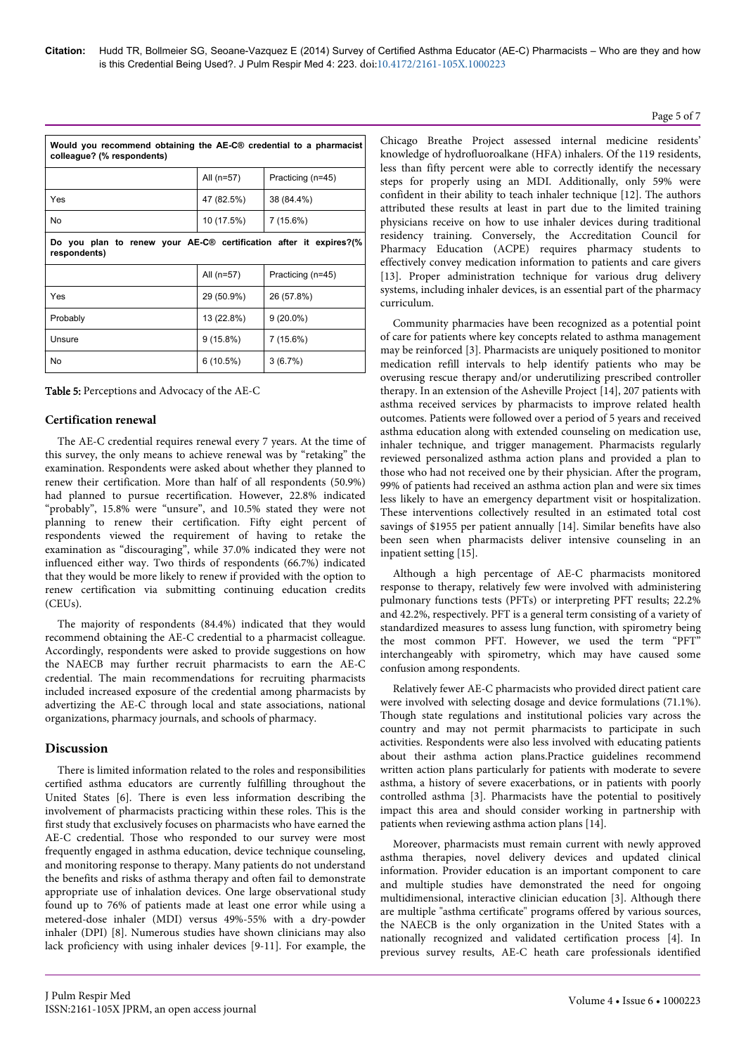| Would you recommend obtaining the AE-C® credential to a pharmacist colleague? (% respondents) | | |
|---|---|---|
| | All (n=57) | Practicing (n=45) |
| Yes | 47 (82.5%) | 38 (84.4%) |
| No | 10 (17.5%) | 7 (15.6%) |
| **Do you plan to renew your AE-C® certification after it expires?(% respondents)** | | |
| | All (n=57) | Practicing (n=45) |
| Yes | 29 (50.9%) | 26 (57.8%) |
| Probably | 13 (22.8%) | 9 (20.0%) |
| Unsure | 9 (15.8%) | 7 (15.6%) |
| No | 6 (10.5%) | 3 (6.7%) |

**Table 5:** Perceptions and Advocacy of the AE-C

### Certification renewal

The AE-C credential requires renewal every 7 years. At the time of this survey, the only means to achieve renewal was by "retaking" the examination. Respondents were asked about whether they planned to renew their certification. More than half of all respondents (50.9%) had planned to pursue recertification. However, 22.8% indicated "probably", 15.8% were "unsure", and 10.5% stated they were not planning to renew their certification. Fifty eight percent of respondents viewed the requirement of having to retake the examination as "discouraging", while 37.0% indicated they were not influenced either way. Two thirds of respondents (66.7%) indicated that they would be more likely to renew if provided with the option to renew certification via submitting continuing education credits (CEUs).

The majority of respondents (84.4%) indicated that they would recommend obtaining the AE-C credential to a pharmacist colleague. Accordingly, respondents were asked to provide suggestions on how the NAECB may further recruit pharmacists to earn the AE-C credential. The main recommendations for recruiting pharmacists included increased exposure of the credential among pharmacists by advertizing the AE-C through local and state associations, national organizations, pharmacy journals, and schools of pharmacy.

## Discussion

There is limited information related to the roles and responsibilities certified asthma educators are currently fulfilling throughout the United States [6]. There is even less information describing the involvement of pharmacists practicing within these roles. This is the first study that exclusively focuses on pharmacists who have earned the AE-C credential. Those who responded to our survey were most frequently engaged in asthma education, device technique counseling, and monitoring response to therapy. Many patients do not understand the benefits and risks of asthma therapy and often fail to demonstrate appropriate use of inhalation devices. One large observational study found up to 76% of patients made at least one error while using a metered-dose inhaler (MDI) versus 49%-55% with a dry-powder inhaler (DPI) [8]. Numerous studies have shown clinicians may also lack proficiency with using inhaler devices [9-11]. For example, the Chicago Breathe Project assessed internal medicine residents' knowledge of hydrofluoroalkane (HFA) inhalers. Of the 119 residents, less than fifty percent were able to correctly identify the necessary steps for properly using an MDI. Additionally, only 59% were confident in their ability to teach inhaler technique [12]. The authors attributed these results at least in part due to the limited training physicians receive on how to use inhaler devices during traditional residency training. Conversely, the Accreditation Council for Pharmacy Education (ACPE) requires pharmacy students to effectively convey medication information to patients and care givers [13]. Proper administration technique for various drug delivery systems, including inhaler devices, is an essential part of the pharmacy curriculum.

Community pharmacies have been recognized as a potential point of care for patients where key concepts related to asthma management may be reinforced [3]. Pharmacists are uniquely positioned to monitor medication refill intervals to help identify patients who may be overusing rescue therapy and/or underutilizing prescribed controller therapy. In an extension of the Asheville Project [14], 207 patients with asthma received services by pharmacists to improve related health outcomes. Patients were followed over a period of 5 years and received asthma education along with extended counseling on medication use, inhaler technique, and trigger management. Pharmacists regularly reviewed personalized asthma action plans and provided a plan to those who had not received one by their physician. After the program, 99% of patients had received an asthma action plan and were six times less likely to have an emergency department visit or hospitalization. These interventions collectively resulted in an estimated total cost savings of $1955 per patient annually [14]. Similar benefits have also been seen when pharmacists deliver intensive counseling in an inpatient setting [15].

Although a high percentage of AE-C pharmacists monitored response to therapy, relatively few were involved with administering pulmonary functions tests (PFTs) or interpreting PFT results; 22.2% and 42.2%, respectively. PFT is a general term consisting of a variety of standardized measures to assess lung function, with spirometry being the most common PFT. However, we used the term "PFT" interchangeably with spirometry, which may have caused some confusion among respondents.

Relatively fewer AE-C pharmacists who provided direct patient care were involved with selecting dosage and device formulations (71.1%). Though state regulations and institutional policies vary across the country and may not permit pharmacists to participate in such activities. Respondents were also less involved with educating patients about their asthma action plans.Practice guidelines recommend written action plans particularly for patients with moderate to severe asthma, a history of severe exacerbations, or in patients with poorly controlled asthma [3]. Pharmacists have the potential to positively impact this area and should consider working in partnership with patients when reviewing asthma action plans [14].

Moreover, pharmacists must remain current with newly approved asthma therapies, novel delivery devices and updated clinical information. Provider education is an important component to care and multiple studies have demonstrated the need for ongoing multidimensional, interactive clinician education [3]. Although there are multiple "asthma certificate" programs offered by various sources, the NAECB is the only organization in the United States with a nationally recognized and validated certification process [4]. In previous survey results, AE-C heath care professionals identified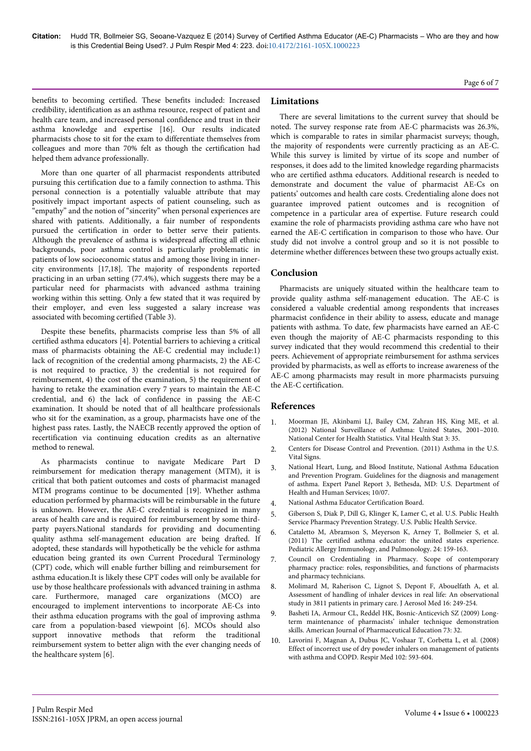benefits to becoming certified. These benefits included: Increased credibility, identification as an asthma resource, respect of patient and health care team, and increased personal confidence and trust in their asthma knowledge and expertise [16]. Our results indicated pharmacists chose to sit for the exam to differentiate themselves from colleagues and more than 70% felt as though the certification had helped them advance professionally.

More than one quarter of all pharmacist respondents attributed pursuing this certification due to a family connection to asthma. This personal connection is a potentially valuable attribute that may positively impact important aspects of patient counseling, such as "empathy" and the notion of "sincerity" when personal experiences are shared with patients. Additionally, a fair number of respondents pursued the certification in order to better serve their patients. Although the prevalence of asthma is widespread affecting all ethnic backgrounds, poor asthma control is particularly problematic in patients of low socioeconomic status and among those living in inner-city environments [17,18]. The majority of respondents reported practicing in an urban setting (77.4%), which suggests there may be a particular need for pharmacists with advanced asthma training working within this setting. Only a few stated that it was required by their employer, and even less suggested a salary increase was associated with becoming certified (Table 3).

Despite these benefits, pharmacists comprise less than 5% of all certified asthma educators [4]. Potential barriers to achieving a critical mass of pharmacists obtaining the AE-C credential may include:1) lack of recognition of the credential among pharmacists, 2) the AE-C is not required to practice, 3) the credential is not required for reimbursement, 4) the cost of the examination, 5) the requirement of having to retake the examination every 7 years to maintain the AE-C credential, and 6) the lack of confidence in passing the AE-C examination. It should be noted that of all healthcare professionals who sit for the examination, as a group, pharmacists have one of the highest pass rates. Lastly, the NAECB recently approved the option of recertification via continuing education credits as an alternative method to renewal.

As pharmacists continue to navigate Medicare Part D reimbursement for medication therapy management (MTM), it is critical that both patient outcomes and costs of pharmacist managed MTM programs continue to be documented [19]. Whether asthma education performed by pharmacists will be reimbursable in the future is unknown. However, the AE-C credential is recognized in many areas of health care and is required for reimbursement by some third-party payers.National standards for providing and documenting quality asthma self-management education are being drafted. If adopted, these standards will hypothetically be the vehicle for asthma education being granted its own Current Procedural Terminology (CPT) code, which will enable further billing and reimbursement for asthma education.It is likely these CPT codes will only be available for use by those healthcare professionals with advanced training in asthma care. Furthermore, managed care organizations (MCO) are encouraged to implement interventions to incorporate AE-Cs into their asthma education programs with the goal of improving asthma care from a population-based viewpoint [6]. MCOs should also support innovative methods that reform the traditional reimbursement system to better align with the ever changing needs of the healthcare system [6].

## Limitations

There are several limitations to the current survey that should be noted. The survey response rate from AE-C pharmacists was 26.3%, which is comparable to rates in similar pharmacist surveys; though, the majority of respondents were currently practicing as an AE-C. While this survey is limited by virtue of its scope and number of responses, it does add to the limited knowledge regarding pharmacists who are certified asthma educators. Additional research is needed to demonstrate and document the value of pharmacist AE-Cs on patients' outcomes and health care costs. Credentialing alone does not guarantee improved patient outcomes and is recognition of competence in a particular area of expertise. Future research could examine the role of pharmacists providing asthma care who have not earned the AE-C certification in comparison to those who have. Our study did not involve a control group and so it is not possible to determine whether differences between these two groups actually exist.

## Conclusion

Pharmacists are uniquely situated within the healthcare team to provide quality asthma self-management education. The AE-C is considered a valuable credential among respondents that increases pharmacist confidence in their ability to assess, educate and manage patients with asthma. To date, few pharmacists have earned an AE-C even though the majority of AE-C pharmacists responding to this survey indicated that they would recommend this credential to their peers. Achievement of appropriate reimbursement for asthma services provided by pharmacists, as well as efforts to increase awareness of the AE-C among pharmacists may result in more pharmacists pursuing the AE-C certification.

## References

1. Moorman JE, Akinbami LJ, Bailey CM, Zahran HS, King ME, et al. (2012) National Surveillance of Asthma: United States, 2001–2010. National Center for Health Statistics. Vital Health Stat 3: 35.
2. Centers for Disease Control and Prevention. (2011) Asthma in the U.S. Vital Signs.
3. National Heart, Lung, and Blood Institute, National Asthma Education and Prevention Program. Guidelines for the diagnosis and management of asthma. Expert Panel Report 3, Bethesda, MD: U.S. Department of Health and Human Services; 10/07.
4. National Asthma Educator Certification Board.
5. Giberson S, Diak P, Dill G, Klinger K, Lamer C, et al. U.S. Public Health Service Pharmacy Prevention Strategy. U.S. Public Health Service.
6. Catalettο M, Abramson S, Meyerson K, Arney T, Bollmeier S, et al. (2011) The certified asthma educator: the united states experience. Pediatric Allergy Immunology, and Pulmonology. 24: 159-163.
7. Council on Credentialing in Pharmacy. Scope of contemporary pharmacy practice: roles, responsibilities, and functions of pharmacists and pharmacy technicians.
8. Molimard M, Raherison C, Lignot S, Depont F, Abouelfath A, et al. Assessment of handling of inhaler devices in real life: An observational study in 3811 patients in primary care. J Aerosol Med 16: 249-254.
9. Basheti IA, Armour CL, Reddel HK, Bosnic-Anticevich SZ (2009) Long-term maintenance of pharmacists' inhaler technique demonstration skills. American Journal of Pharmaceutical Education 73: 32.
10. Lavorini F, Magnan A, Dubus JC, Voshaar T, Corbetta L, et al. (2008) Effect of incorrect use of dry powder inhalers on management of patients with asthma and COPD. Respir Med 102: 593-604.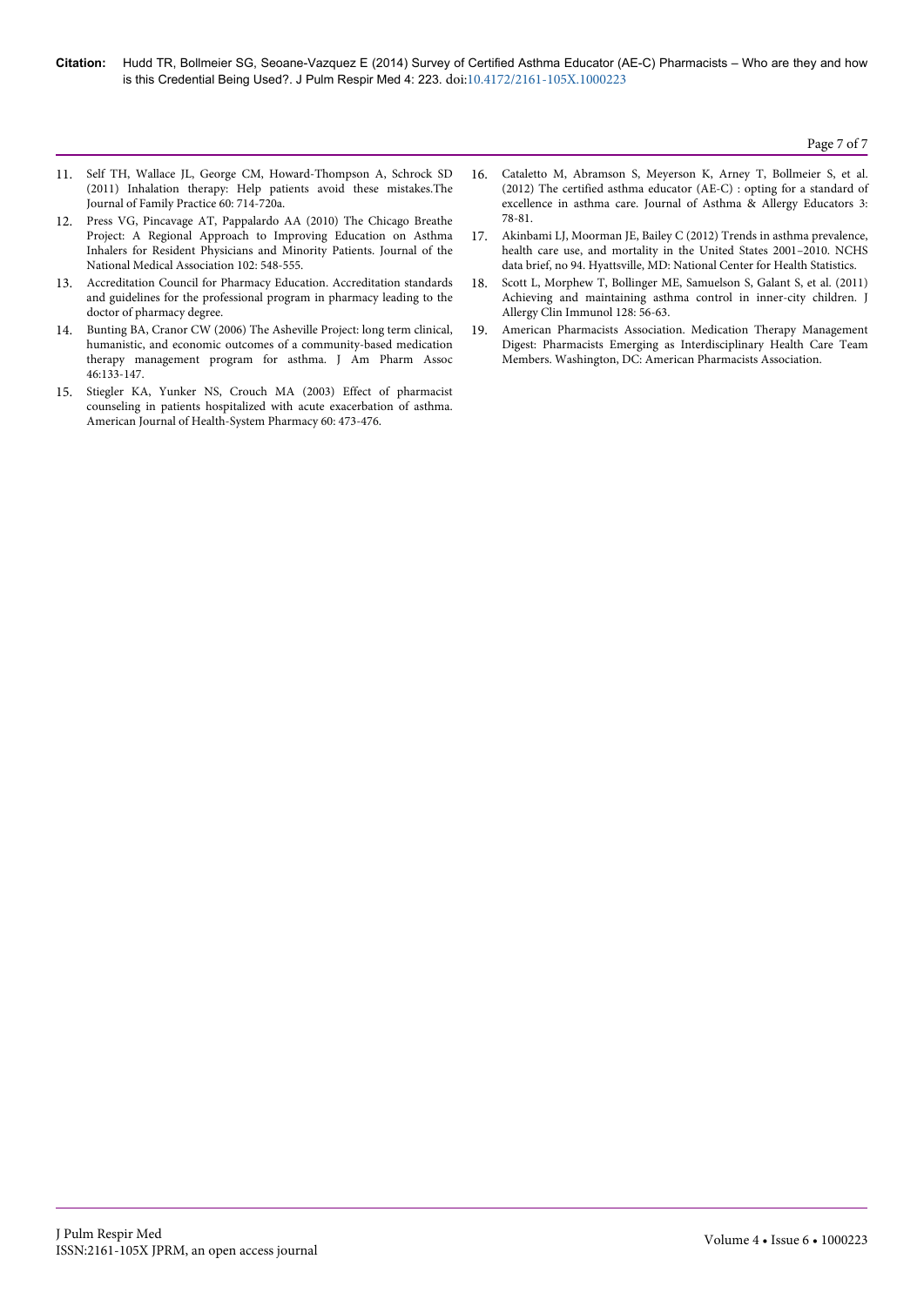11. Self TH, Wallace JL, George CM, Howard-Thompson A, Schrock SD (2011) Inhalation therapy: Help patients avoid these mistakes.The Journal of Family Practice 60: 714-720a.
12. Press VG, Pincavage AT, Pappalardo AA (2010) The Chicago Breathe Project: A Regional Approach to Improving Education on Asthma Inhalers for Resident Physicians and Minority Patients. Journal of the National Medical Association 102: 548-555.
13. Accreditation Council for Pharmacy Education. Accreditation standards and guidelines for the professional program in pharmacy leading to the doctor of pharmacy degree.
14. Bunting BA, Cranor CW (2006) The Asheville Project: long term clinical, humanistic, and economic outcomes of a community-based medication therapy management program for asthma. J Am Pharm Assoc 46:133-147.
15. Stiegler KA, Yunker NS, Crouch MA (2003) Effect of pharmacist counseling in patients hospitalized with acute exacerbation of asthma. American Journal of Health-System Pharmacy 60: 473-476.
16. Cataletto M, Abramson S, Meyerson K, Arney T, Bollmeier S, et al. (2012) The certified asthma educator (AE-C) : opting for a standard of excellence in asthma care. Journal of Asthma & Allergy Educators 3: 78-81.
17. Akinbami LJ, Moorman JE, Bailey C (2012) Trends in asthma prevalence, health care use, and mortality in the United States 2001–2010. NCHS data brief, no 94. Hyattsville, MD: National Center for Health Statistics.
18. Scott L, Morphew T, Bollinger ME, Samuelson S, Galant S, et al. (2011) Achieving and maintaining asthma control in inner-city children. J Allergy Clin Immunol 128: 56-63.
19. American Pharmacists Association. Medication Therapy Management Digest: Pharmacists Emerging as Interdisciplinary Health Care Team Members. Washington, DC: American Pharmacists Association.